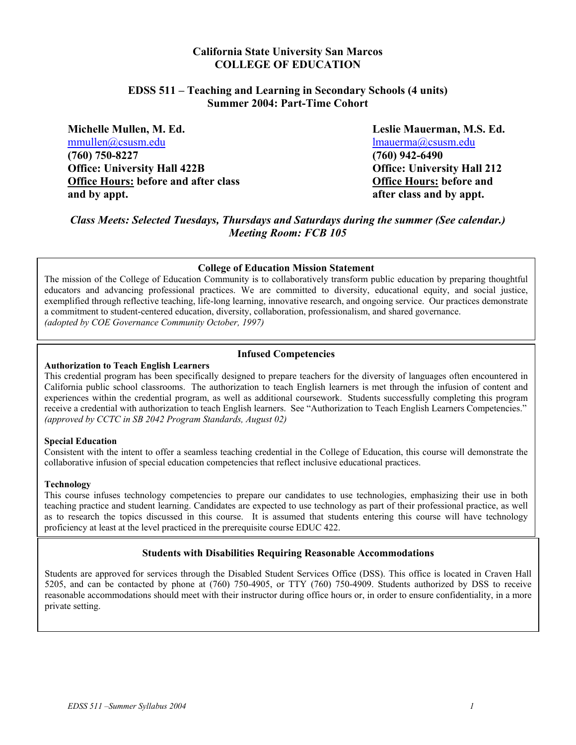# California State University San Marcos
# COLLEGE OF EDUCATION

## EDSS 511 – Teaching and Learning in Secondary Schools (4 units)
## Summer 2004: Part-Time Cohort

**Michelle Mullen, M. Ed.**
mmullen@csusm.edu
**(760) 750-8227**
**Office: University Hall 422B**
**Office Hours: before and after class and by appt.**

**Leslie Mauerman, M.S. Ed.**
lmauerma@csusm.edu
**(760) 942-6490**
**Office: University Hall 212**
**Office Hours: before and after class and by appt.**

***Class Meets: Selected Tuesdays, Thursdays and Saturdays during the summer (See calendar.)***
***Meeting Room: FCB 105***

### College of Education Mission Statement

The mission of the College of Education Community is to collaboratively transform public education by preparing thoughtful educators and advancing professional practices. We are committed to diversity, educational equity, and social justice, exemplified through reflective teaching, life-long learning, innovative research, and ongoing service. Our practices demonstrate a commitment to student-centered education, diversity, collaboration, professionalism, and shared governance.
*(adopted by COE Governance Community October, 1997)*

### Infused Competencies

**Authorization to Teach English Learners**

This credential program has been specifically designed to prepare teachers for the diversity of languages often encountered in California public school classrooms. The authorization to teach English learners is met through the infusion of content and experiences within the credential program, as well as additional coursework. Students successfully completing this program receive a credential with authorization to teach English learners. See "Authorization to Teach English Learners Competencies."
*(approved by CCTC in SB 2042 Program Standards, August 02)*

**Special Education**

Consistent with the intent to offer a seamless teaching credential in the College of Education, this course will demonstrate the collaborative infusion of special education competencies that reflect inclusive educational practices.

**Technology**

This course infuses technology competencies to prepare our candidates to use technologies, emphasizing their use in both teaching practice and student learning. Candidates are expected to use technology as part of their professional practice, as well as to research the topics discussed in this course. It is assumed that students entering this course will have technology proficiency at least at the level practiced in the prerequisite course EDUC 422.

### Students with Disabilities Requiring Reasonable Accommodations

Students are approved for services through the Disabled Student Services Office (DSS). This office is located in Craven Hall 5205, and can be contacted by phone at (760) 750-4905, or TTY (760) 750-4909. Students authorized by DSS to receive reasonable accommodations should meet with their instructor during office hours or, in order to ensure confidentiality, in a more private setting.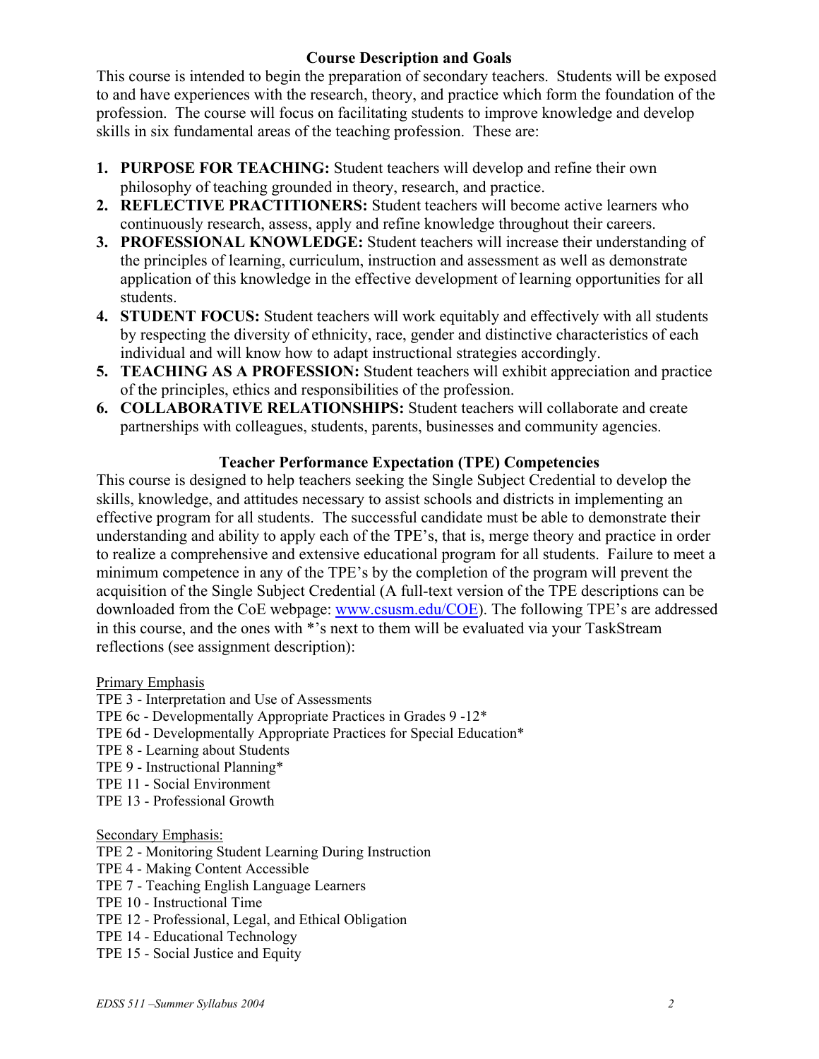## Course Description and Goals

This course is intended to begin the preparation of secondary teachers. Students will be exposed to and have experiences with the research, theory, and practice which form the foundation of the profession. The course will focus on facilitating students to improve knowledge and develop skills in six fundamental areas of the teaching profession. These are:

1. **PURPOSE FOR TEACHING:** Student teachers will develop and refine their own philosophy of teaching grounded in theory, research, and practice.
2. **REFLECTIVE PRACTITIONERS:** Student teachers will become active learners who continuously research, assess, apply and refine knowledge throughout their careers.
3. **PROFESSIONAL KNOWLEDGE:** Student teachers will increase their understanding of the principles of learning, curriculum, instruction and assessment as well as demonstrate application of this knowledge in the effective development of learning opportunities for all students.
4. **STUDENT FOCUS:** Student teachers will work equitably and effectively with all students by respecting the diversity of ethnicity, race, gender and distinctive characteristics of each individual and will know how to adapt instructional strategies accordingly.
5. **TEACHING AS A PROFESSION:** Student teachers will exhibit appreciation and practice of the principles, ethics and responsibilities of the profession.
6. **COLLABORATIVE RELATIONSHIPS:** Student teachers will collaborate and create partnerships with colleagues, students, parents, businesses and community agencies.

## Teacher Performance Expectation (TPE) Competencies

This course is designed to help teachers seeking the Single Subject Credential to develop the skills, knowledge, and attitudes necessary to assist schools and districts in implementing an effective program for all students. The successful candidate must be able to demonstrate their understanding and ability to apply each of the TPE's, that is, merge theory and practice in order to realize a comprehensive and extensive educational program for all students. Failure to meet a minimum competence in any of the TPE's by the completion of the program will prevent the acquisition of the Single Subject Credential (A full-text version of the TPE descriptions can be downloaded from the CoE webpage: www.csusm.edu/COE). The following TPE's are addressed in this course, and the ones with *'s next to them will be evaluated via your TaskStream reflections (see assignment description):

Primary Emphasis

TPE 3 - Interpretation and Use of Assessments
TPE 6c - Developmentally Appropriate Practices in Grades 9 -12*
TPE 6d - Developmentally Appropriate Practices for Special Education*
TPE 8 - Learning about Students
TPE 9 - Instructional Planning*
TPE 11 - Social Environment
TPE 13 - Professional Growth

Secondary Emphasis:

TPE 2 - Monitoring Student Learning During Instruction
TPE 4 - Making Content Accessible
TPE 7 - Teaching English Language Learners
TPE 10 - Instructional Time
TPE 12 - Professional, Legal, and Ethical Obligation
TPE 14 - Educational Technology
TPE 15 - Social Justice and Equity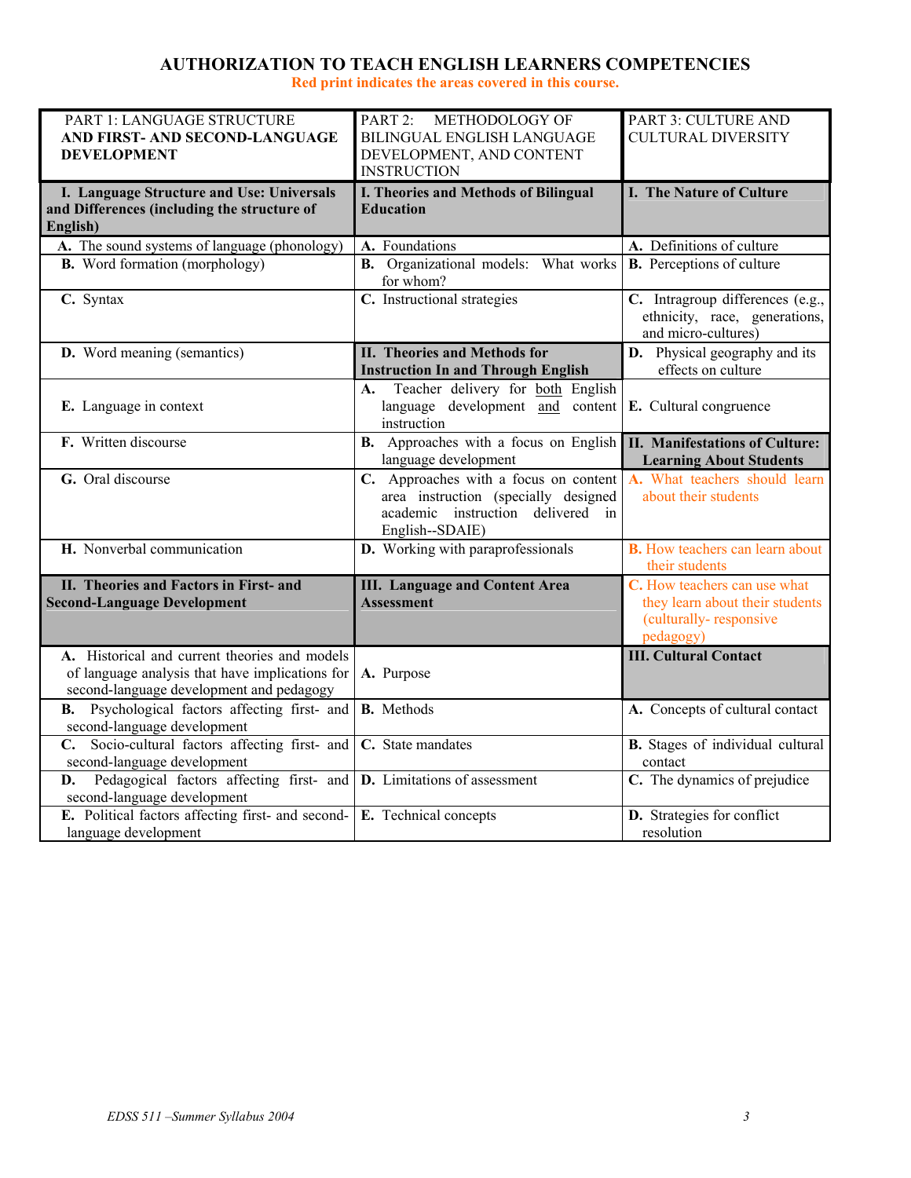# AUTHORIZATION TO TEACH ENGLISH LEARNERS COMPETENCIES

**Red print indicates the areas covered in this course.**

| PART 1: LANGUAGE STRUCTURE **AND FIRST- AND SECOND-LANGUAGE DEVELOPMENT** | PART 2: METHODOLOGY OF BILINGUAL ENGLISH LANGUAGE DEVELOPMENT, AND CONTENT INSTRUCTION | PART 3: CULTURE AND CULTURAL DIVERSITY |
|---|---|---|
| **I. Language Structure and Use: Universals and Differences (including the structure of English)** | **I. Theories and Methods of Bilingual Education** | **I. The Nature of Culture** |
| **A.** The sound systems of language (phonology) | **A.** Foundations | **A.** Definitions of culture |
| **B.** Word formation (morphology) | **B.** Organizational models: What works for whom? | **B.** Perceptions of culture |
| **C.** Syntax | **C.** Instructional strategies | **C.** Intragroup differences (e.g., ethnicity, race, generations, and micro-cultures) |
| **D.** Word meaning (semantics) | **II. Theories and Methods for Instruction In and Through English** | **D.** Physical geography and its effects on culture |
| **E.** Language in context | **A.** Teacher delivery for both English language development and content instruction | **E.** Cultural congruence |
| **F.** Written discourse | **B.** Approaches with a focus on English language development | **II. Manifestations of Culture: Learning About Students** |
| **G.** Oral discourse | **C.** Approaches with a focus on content area instruction (specially designed academic instruction delivered in English--SDAIE) | **A.** What teachers should learn about their students |
| **H.** Nonverbal communication | **D.** Working with paraprofessionals | **B.** How teachers can learn about their students |
| **II. Theories and Factors in First- and Second-Language Development** | **III. Language and Content Area Assessment** | **C.** How teachers can use what they learn about their students (culturally- responsive pedagogy) |
| **A.** Historical and current theories and models of language analysis that have implications for second-language development and pedagogy | **A.** Purpose | **III. Cultural Contact** |
| **B.** Psychological factors affecting first- and second-language development | **B.** Methods | **A.** Concepts of cultural contact |
| **C.** Socio-cultural factors affecting first- and second-language development | **C.** State mandates | **B.** Stages of individual cultural contact |
| **D.** Pedagogical factors affecting first- and second-language development | **D.** Limitations of assessment | **C.** The dynamics of prejudice |
| **E.** Political factors affecting first- and second-language development | **E.** Technical concepts | **D.** Strategies for conflict resolution |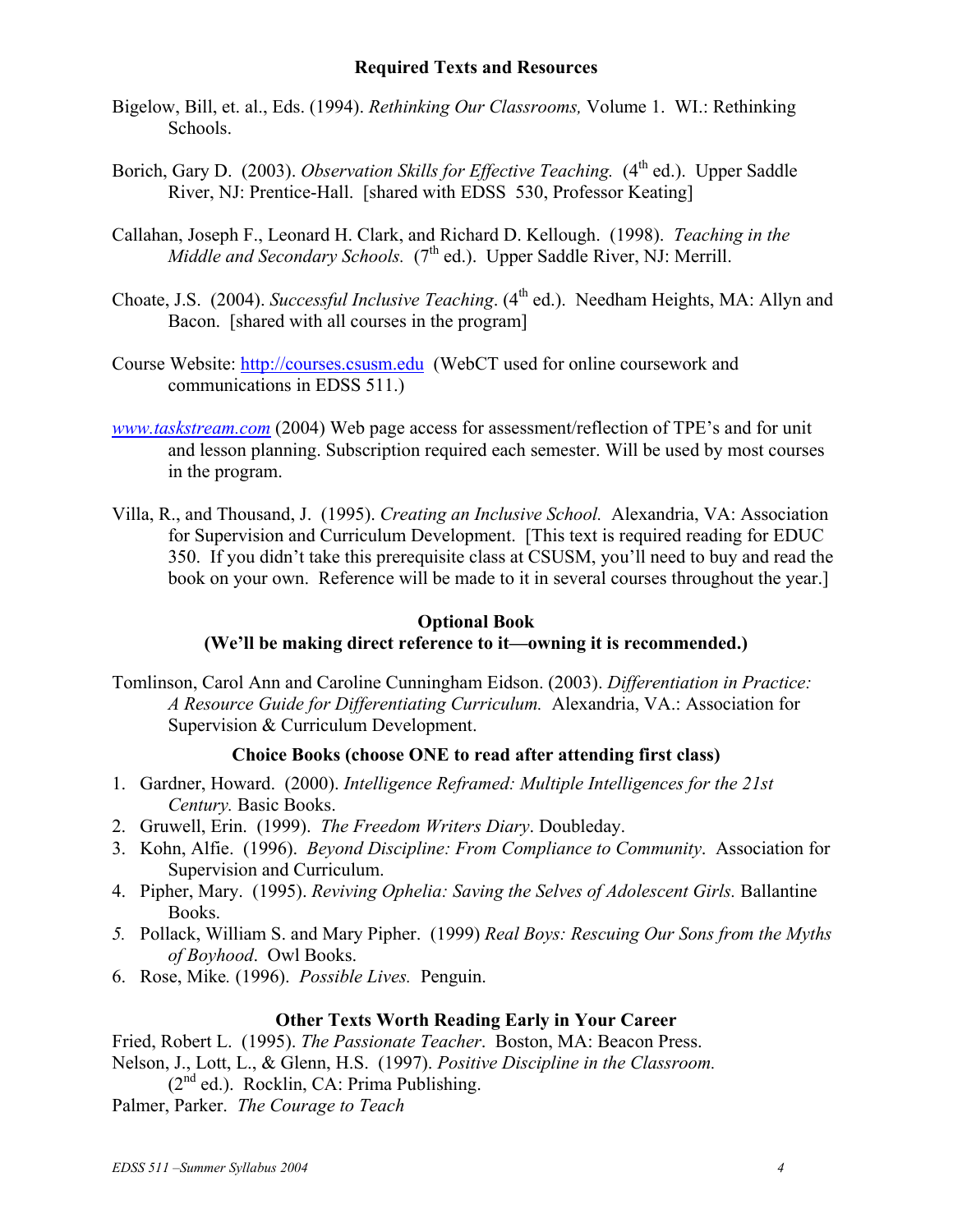## Required Texts and Resources

Bigelow, Bill, et. al., Eds. (1994). *Rethinking Our Classrooms,* Volume 1. WI.: Rethinking Schools.

Borich, Gary D. (2003). *Observation Skills for Effective Teaching.* (4th ed.). Upper Saddle River, NJ: Prentice-Hall. [shared with EDSS 530, Professor Keating]

Callahan, Joseph F., Leonard H. Clark, and Richard D. Kellough. (1998). *Teaching in the Middle and Secondary Schools.* (7th ed.). Upper Saddle River, NJ: Merrill.

Choate, J.S. (2004). *Successful Inclusive Teaching*. (4th ed.). Needham Heights, MA: Allyn and Bacon. [shared with all courses in the program]

Course Website: http://courses.csusm.edu (WebCT used for online coursework and communications in EDSS 511.)

*www.taskstream.com* (2004) Web page access for assessment/reflection of TPE's and for unit and lesson planning. Subscription required each semester. Will be used by most courses in the program.

Villa, R., and Thousand, J. (1995). *Creating an Inclusive School.* Alexandria, VA: Association for Supervision and Curriculum Development. [This text is required reading for EDUC 350. If you didn't take this prerequisite class at CSUSM, you'll need to buy and read the book on your own. Reference will be made to it in several courses throughout the year.]

### Optional Book
### (We'll be making direct reference to it—owning it is recommended.)

Tomlinson, Carol Ann and Caroline Cunningham Eidson. (2003). *Differentiation in Practice: A Resource Guide for Differentiating Curriculum.* Alexandria, VA.: Association for Supervision & Curriculum Development.

### Choice Books (choose ONE to read after attending first class)

1. Gardner, Howard. (2000). *Intelligence Reframed: Multiple Intelligences for the 21st Century.* Basic Books.
2. Gruwell, Erin. (1999). *The Freedom Writers Diary*. Doubleday.
3. Kohn, Alfie. (1996). *Beyond Discipline: From Compliance to Community*. Association for Supervision and Curriculum.
4. Pipher, Mary. (1995). *Reviving Ophelia: Saving the Selves of Adolescent Girls.* Ballantine Books.
5. Pollack, William S. and Mary Pipher. (1999) *Real Boys: Rescuing Our Sons from the Myths of Boyhood*. Owl Books.
6. Rose, Mike. (1996). *Possible Lives.* Penguin.

### Other Texts Worth Reading Early in Your Career

Fried, Robert L. (1995). *The Passionate Teacher*. Boston, MA: Beacon Press.
Nelson, J., Lott, L., & Glenn, H.S. (1997). *Positive Discipline in the Classroom.* (2nd ed.). Rocklin, CA: Prima Publishing.
Palmer, Parker. *The Courage to Teach*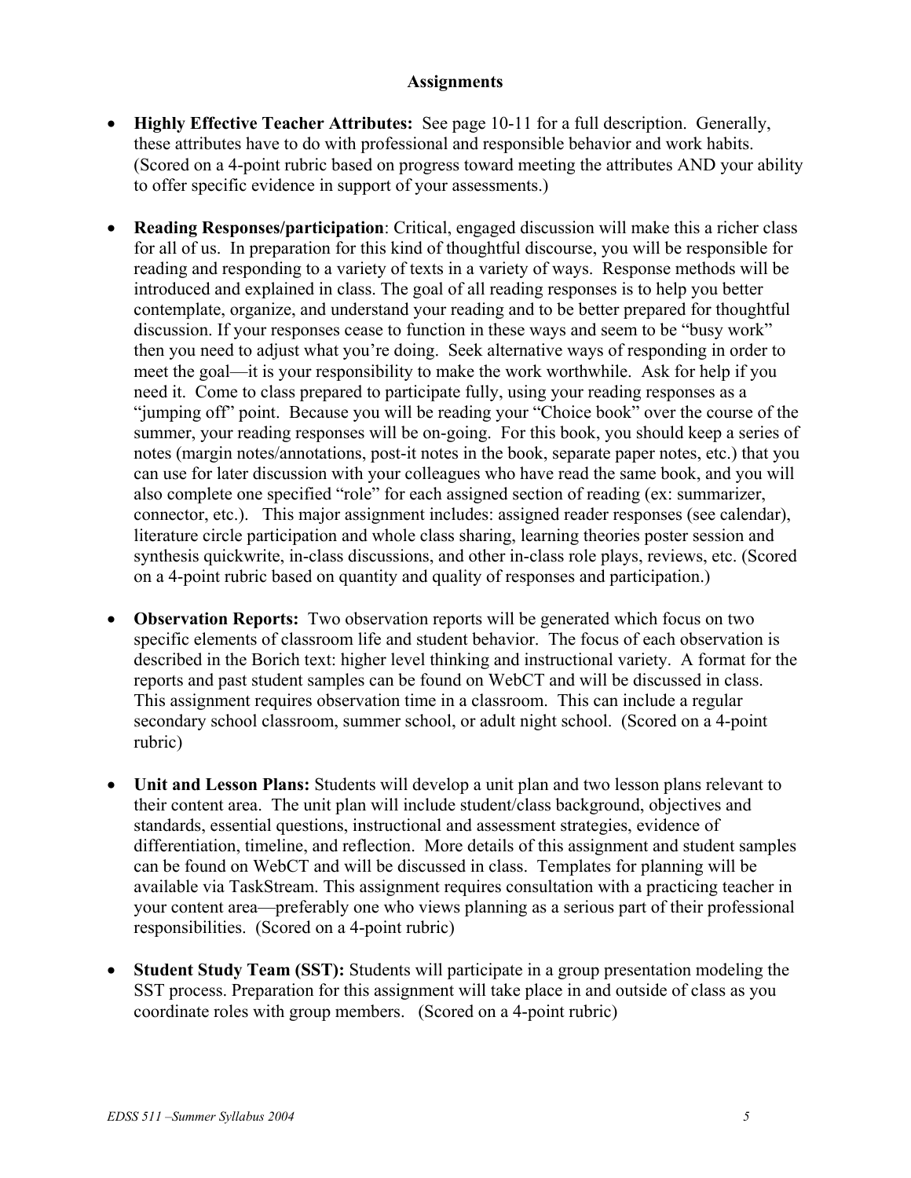## Assignments

- **Highly Effective Teacher Attributes:** See page 10-11 for a full description. Generally, these attributes have to do with professional and responsible behavior and work habits. (Scored on a 4-point rubric based on progress toward meeting the attributes AND your ability to offer specific evidence in support of your assessments.)

- **Reading Responses/participation**: Critical, engaged discussion will make this a richer class for all of us. In preparation for this kind of thoughtful discourse, you will be responsible for reading and responding to a variety of texts in a variety of ways. Response methods will be introduced and explained in class. The goal of all reading responses is to help you better contemplate, organize, and understand your reading and to be better prepared for thoughtful discussion. If your responses cease to function in these ways and seem to be "busy work" then you need to adjust what you're doing. Seek alternative ways of responding in order to meet the goal—it is your responsibility to make the work worthwhile. Ask for help if you need it. Come to class prepared to participate fully, using your reading responses as a "jumping off" point. Because you will be reading your "Choice book" over the course of the summer, your reading responses will be on-going. For this book, you should keep a series of notes (margin notes/annotations, post-it notes in the book, separate paper notes, etc.) that you can use for later discussion with your colleagues who have read the same book, and you will also complete one specified "role" for each assigned section of reading (ex: summarizer, connector, etc.). This major assignment includes: assigned reader responses (see calendar), literature circle participation and whole class sharing, learning theories poster session and synthesis quickwrite, in-class discussions, and other in-class role plays, reviews, etc. (Scored on a 4-point rubric based on quantity and quality of responses and participation.)

- **Observation Reports:** Two observation reports will be generated which focus on two specific elements of classroom life and student behavior. The focus of each observation is described in the Borich text: higher level thinking and instructional variety. A format for the reports and past student samples can be found on WebCT and will be discussed in class. This assignment requires observation time in a classroom. This can include a regular secondary school classroom, summer school, or adult night school. (Scored on a 4-point rubric)

- **Unit and Lesson Plans:** Students will develop a unit plan and two lesson plans relevant to their content area. The unit plan will include student/class background, objectives and standards, essential questions, instructional and assessment strategies, evidence of differentiation, timeline, and reflection. More details of this assignment and student samples can be found on WebCT and will be discussed in class. Templates for planning will be available via TaskStream. This assignment requires consultation with a practicing teacher in your content area—preferably one who views planning as a serious part of their professional responsibilities. (Scored on a 4-point rubric)

- **Student Study Team (SST):** Students will participate in a group presentation modeling the SST process. Preparation for this assignment will take place in and outside of class as you coordinate roles with group members. (Scored on a 4-point rubric)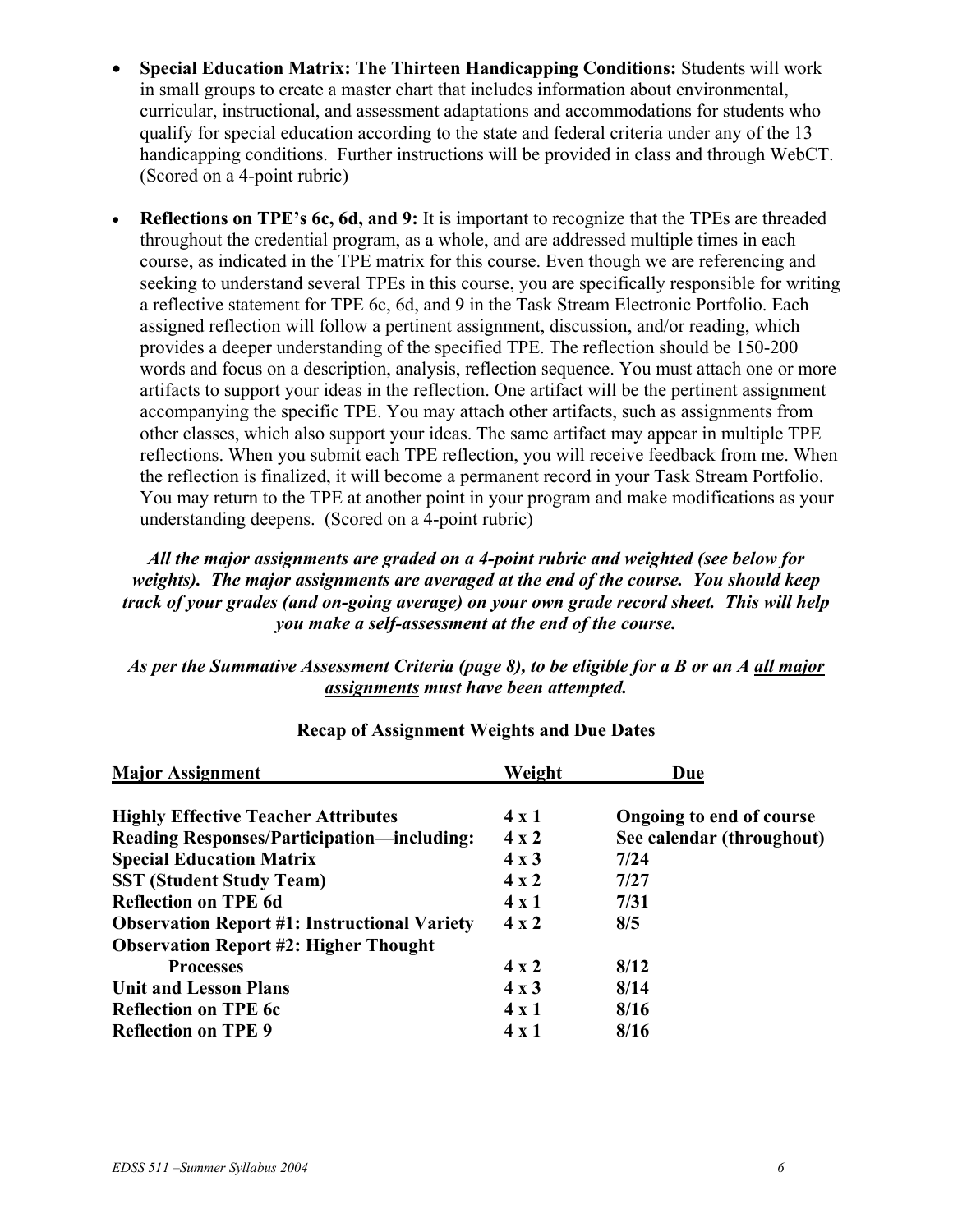- **Special Education Matrix: The Thirteen Handicapping Conditions:** Students will work in small groups to create a master chart that includes information about environmental, curricular, instructional, and assessment adaptations and accommodations for students who qualify for special education according to the state and federal criteria under any of the 13 handicapping conditions. Further instructions will be provided in class and through WebCT. (Scored on a 4-point rubric)

- **Reflections on TPE's 6c, 6d, and 9:** It is important to recognize that the TPEs are threaded throughout the credential program, as a whole, and are addressed multiple times in each course, as indicated in the TPE matrix for this course. Even though we are referencing and seeking to understand several TPEs in this course, you are specifically responsible for writing a reflective statement for TPE 6c, 6d, and 9 in the Task Stream Electronic Portfolio. Each assigned reflection will follow a pertinent assignment, discussion, and/or reading, which provides a deeper understanding of the specified TPE. The reflection should be 150-200 words and focus on a description, analysis, reflection sequence. You must attach one or more artifacts to support your ideas in the reflection. One artifact will be the pertinent assignment accompanying the specific TPE. You may attach other artifacts, such as assignments from other classes, which also support your ideas. The same artifact may appear in multiple TPE reflections. When you submit each TPE reflection, you will receive feedback from me. When the reflection is finalized, it will become a permanent record in your Task Stream Portfolio. You may return to the TPE at another point in your program and make modifications as your understanding deepens. (Scored on a 4-point rubric)

***All the major assignments are graded on a 4-point rubric and weighted (see below for weights). The major assignments are averaged at the end of the course. You should keep track of your grades (and on-going average) on your own grade record sheet. This will help you make a self-assessment at the end of the course.***

***As per the Summative Assessment Criteria (page 8), to be eligible for a B or an A all major assignments must have been attempted.***

**Recap of Assignment Weights and Due Dates**

| Major Assignment | Weight | Due |
|---|---|---|
| **Highly Effective Teacher Attributes** | **4 x 1** | **Ongoing to end of course** |
| **Reading Responses/Participation—including:** | **4 x 2** | **See calendar (throughout)** |
| **Special Education Matrix** | **4 x 3** | **7/24** |
| **SST (Student Study Team)** | **4 x 2** | **7/27** |
| **Reflection on TPE 6d** | **4 x 1** | **7/31** |
| **Observation Report #1: Instructional Variety** | **4 x 2** | **8/5** |
| **Observation Report #2: Higher Thought Processes** | **4 x 2** | **8/12** |
| **Unit and Lesson Plans** | **4 x 3** | **8/14** |
| **Reflection on TPE 6c** | **4 x 1** | **8/16** |
| **Reflection on TPE 9** | **4 x 1** | **8/16** |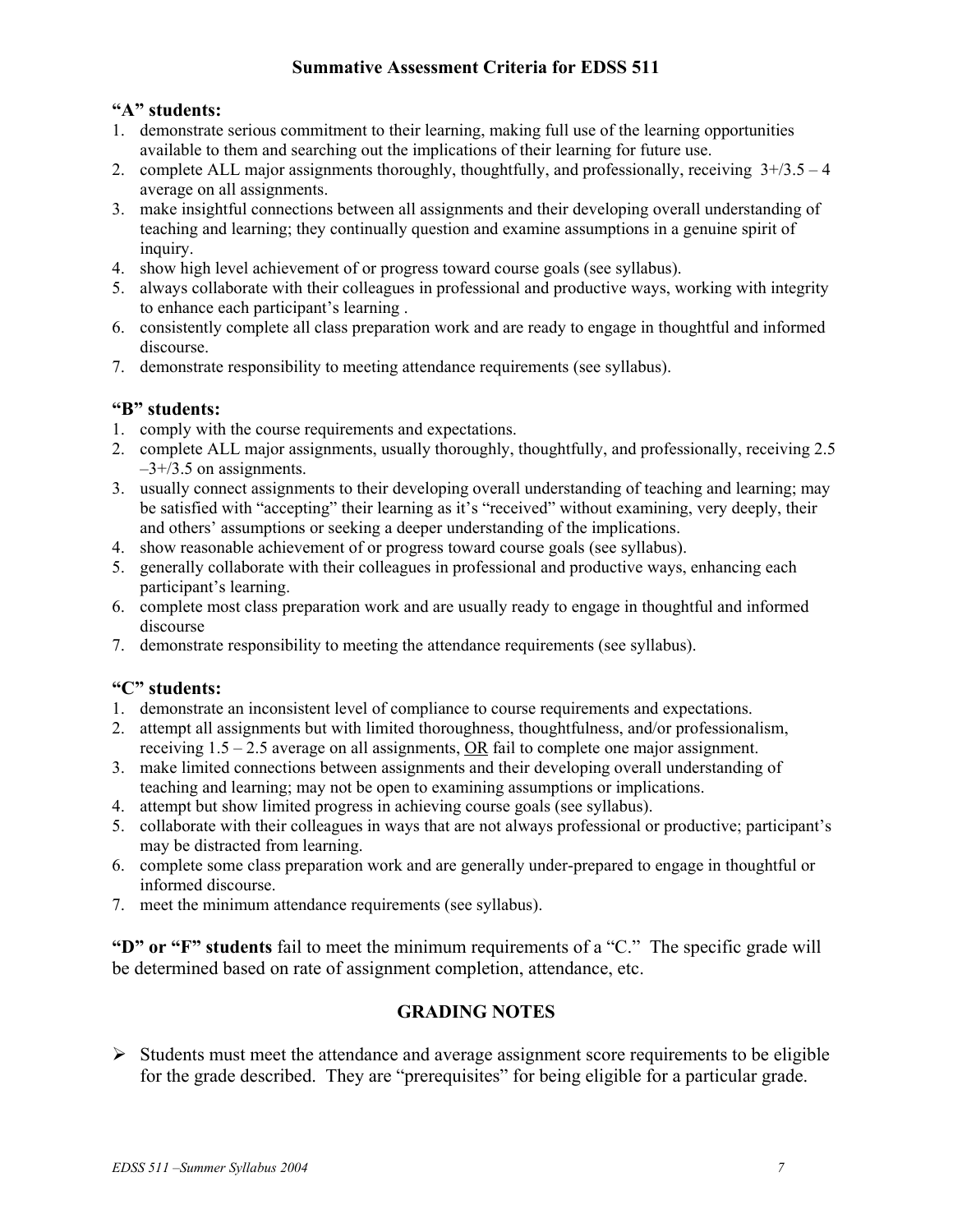## Summative Assessment Criteria for EDSS 511

### "A" students:

1. demonstrate serious commitment to their learning, making full use of the learning opportunities available to them and searching out the implications of their learning for future use.
2. complete ALL major assignments thoroughly, thoughtfully, and professionally, receiving 3+/3.5 – 4 average on all assignments.
3. make insightful connections between all assignments and their developing overall understanding of teaching and learning; they continually question and examine assumptions in a genuine spirit of inquiry.
4. show high level achievement of or progress toward course goals (see syllabus).
5. always collaborate with their colleagues in professional and productive ways, working with integrity to enhance each participant's learning .
6. consistently complete all class preparation work and are ready to engage in thoughtful and informed discourse.
7. demonstrate responsibility to meeting attendance requirements (see syllabus).

### "B" students:

1. comply with the course requirements and expectations.
2. complete ALL major assignments, usually thoroughly, thoughtfully, and professionally, receiving 2.5 –3+/3.5 on assignments.
3. usually connect assignments to their developing overall understanding of teaching and learning; may be satisfied with "accepting" their learning as it's "received" without examining, very deeply, their and others' assumptions or seeking a deeper understanding of the implications.
4. show reasonable achievement of or progress toward course goals (see syllabus).
5. generally collaborate with their colleagues in professional and productive ways, enhancing each participant's learning.
6. complete most class preparation work and are usually ready to engage in thoughtful and informed discourse
7. demonstrate responsibility to meeting the attendance requirements (see syllabus).

### "C" students:

1. demonstrate an inconsistent level of compliance to course requirements and expectations.
2. attempt all assignments but with limited thoroughness, thoughtfulness, and/or professionalism, receiving 1.5 – 2.5 average on all assignments, <u>OR</u> fail to complete one major assignment.
3. make limited connections between assignments and their developing overall understanding of teaching and learning; may not be open to examining assumptions or implications.
4. attempt but show limited progress in achieving course goals (see syllabus).
5. collaborate with their colleagues in ways that are not always professional or productive; participant's may be distracted from learning.
6. complete some class preparation work and are generally under-prepared to engage in thoughtful or informed discourse.
7. meet the minimum attendance requirements (see syllabus).

**"D" or "F" students** fail to meet the minimum requirements of a "C." The specific grade will be determined based on rate of assignment completion, attendance, etc.

## GRADING NOTES

- Students must meet the attendance and average assignment score requirements to be eligible for the grade described. They are "prerequisites" for being eligible for a particular grade.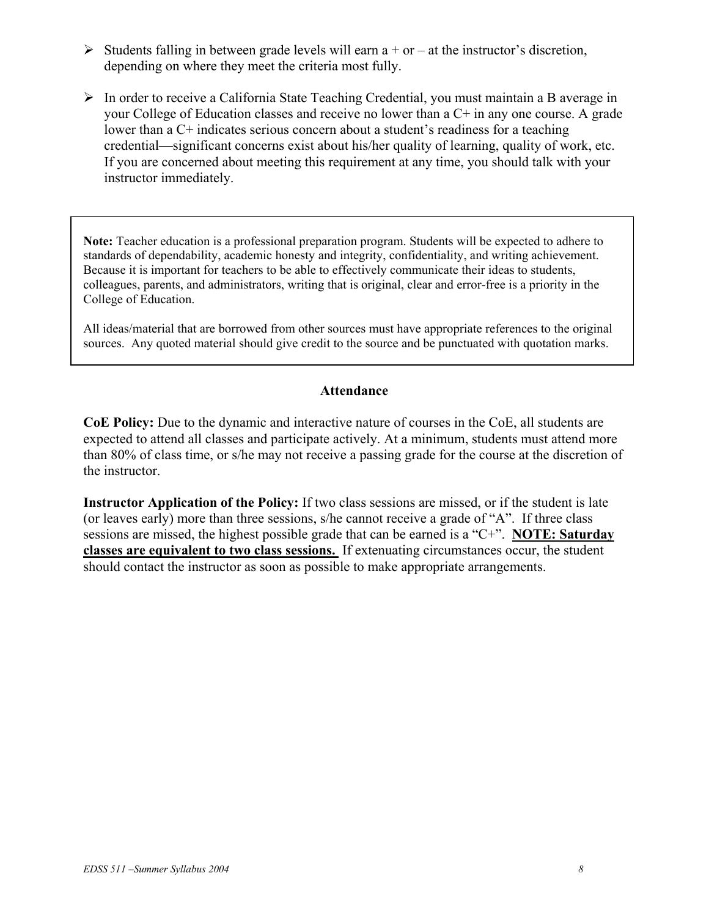- Students falling in between grade levels will earn a + or – at the instructor's discretion, depending on where they meet the criteria most fully.

- In order to receive a California State Teaching Credential, you must maintain a B average in your College of Education classes and receive no lower than a C+ in any one course. A grade lower than a C+ indicates serious concern about a student's readiness for a teaching credential—significant concerns exist about his/her quality of learning, quality of work, etc. If you are concerned about meeting this requirement at any time, you should talk with your instructor immediately.

> **Note:** Teacher education is a professional preparation program. Students will be expected to adhere to standards of dependability, academic honesty and integrity, confidentiality, and writing achievement. Because it is important for teachers to be able to effectively communicate their ideas to students, colleagues, parents, and administrators, writing that is original, clear and error-free is a priority in the College of Education.
>
> All ideas/material that are borrowed from other sources must have appropriate references to the original sources. Any quoted material should give credit to the source and be punctuated with quotation marks.

### Attendance

**CoE Policy:** Due to the dynamic and interactive nature of courses in the CoE, all students are expected to attend all classes and participate actively. At a minimum, students must attend more than 80% of class time, or s/he may not receive a passing grade for the course at the discretion of the instructor.

**Instructor Application of the Policy:** If two class sessions are missed, or if the student is late (or leaves early) more than three sessions, s/he cannot receive a grade of "A". If three class sessions are missed, the highest possible grade that can be earned is a "C+". **NOTE: Saturday classes are equivalent to two class sessions.** If extenuating circumstances occur, the student should contact the instructor as soon as possible to make appropriate arrangements.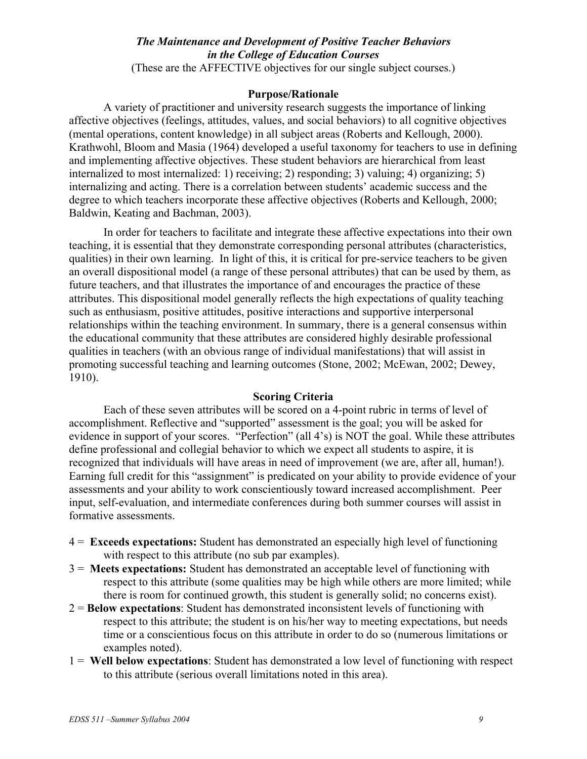***The Maintenance and Development of Positive Teacher Behaviors in the College of Education Courses***

(These are the AFFECTIVE objectives for our single subject courses.)

**Purpose/Rationale**

A variety of practitioner and university research suggests the importance of linking affective objectives (feelings, attitudes, values, and social behaviors) to all cognitive objectives (mental operations, content knowledge) in all subject areas (Roberts and Kellough, 2000). Krathwohl, Bloom and Masia (1964) developed a useful taxonomy for teachers to use in defining and implementing affective objectives. These student behaviors are hierarchical from least internalized to most internalized: 1) receiving; 2) responding; 3) valuing; 4) organizing; 5) internalizing and acting. There is a correlation between students' academic success and the degree to which teachers incorporate these affective objectives (Roberts and Kellough, 2000; Baldwin, Keating and Bachman, 2003).

In order for teachers to facilitate and integrate these affective expectations into their own teaching, it is essential that they demonstrate corresponding personal attributes (characteristics, qualities) in their own learning. In light of this, it is critical for pre-service teachers to be given an overall dispositional model (a range of these personal attributes) that can be used by them, as future teachers, and that illustrates the importance of and encourages the practice of these attributes. This dispositional model generally reflects the high expectations of quality teaching such as enthusiasm, positive attitudes, positive interactions and supportive interpersonal relationships within the teaching environment. In summary, there is a general consensus within the educational community that these attributes are considered highly desirable professional qualities in teachers (with an obvious range of individual manifestations) that will assist in promoting successful teaching and learning outcomes (Stone, 2002; McEwan, 2002; Dewey, 1910).

**Scoring Criteria**

Each of these seven attributes will be scored on a 4-point rubric in terms of level of accomplishment. Reflective and "supported" assessment is the goal; you will be asked for evidence in support of your scores. "Perfection" (all 4's) is NOT the goal. While these attributes define professional and collegial behavior to which we expect all students to aspire, it is recognized that individuals will have areas in need of improvement (we are, after all, human!). Earning full credit for this "assignment" is predicated on your ability to provide evidence of your assessments and your ability to work conscientiously toward increased accomplishment. Peer input, self-evaluation, and intermediate conferences during both summer courses will assist in formative assessments.

4 = **Exceeds expectations:** Student has demonstrated an especially high level of functioning with respect to this attribute (no sub par examples).

3 = **Meets expectations:** Student has demonstrated an acceptable level of functioning with respect to this attribute (some qualities may be high while others are more limited; while there is room for continued growth, this student is generally solid; no concerns exist).

2 = **Below expectations**: Student has demonstrated inconsistent levels of functioning with respect to this attribute; the student is on his/her way to meeting expectations, but needs time or a conscientious focus on this attribute in order to do so (numerous limitations or examples noted).

1 = **Well below expectations**: Student has demonstrated a low level of functioning with respect to this attribute (serious overall limitations noted in this area).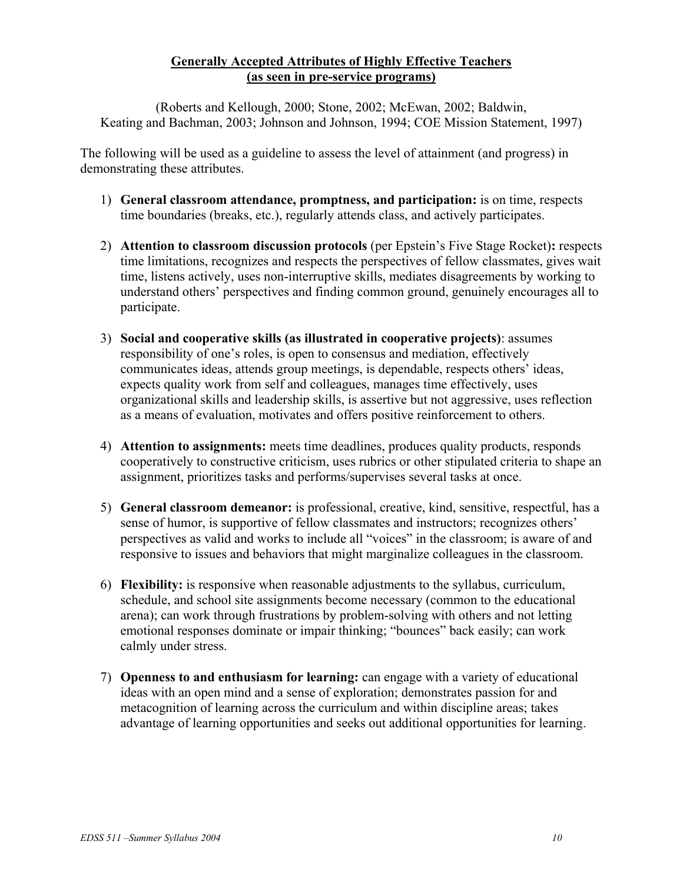## Generally Accepted Attributes of Highly Effective Teachers (as seen in pre-service programs)

(Roberts and Kellough, 2000; Stone, 2002; McEwan, 2002; Baldwin, Keating and Bachman, 2003; Johnson and Johnson, 1994; COE Mission Statement, 1997)

The following will be used as a guideline to assess the level of attainment (and progress) in demonstrating these attributes.

1) **General classroom attendance, promptness, and participation:** is on time, respects time boundaries (breaks, etc.), regularly attends class, and actively participates.

2) **Attention to classroom discussion protocols** (per Epstein's Five Stage Rocket)**:** respects time limitations, recognizes and respects the perspectives of fellow classmates, gives wait time, listens actively, uses non-interruptive skills, mediates disagreements by working to understand others' perspectives and finding common ground, genuinely encourages all to participate.

3) **Social and cooperative skills (as illustrated in cooperative projects)**: assumes responsibility of one's roles, is open to consensus and mediation, effectively communicates ideas, attends group meetings, is dependable, respects others' ideas, expects quality work from self and colleagues, manages time effectively, uses organizational skills and leadership skills, is assertive but not aggressive, uses reflection as a means of evaluation, motivates and offers positive reinforcement to others.

4) **Attention to assignments:** meets time deadlines, produces quality products, responds cooperatively to constructive criticism, uses rubrics or other stipulated criteria to shape an assignment, prioritizes tasks and performs/supervises several tasks at once.

5) **General classroom demeanor:** is professional, creative, kind, sensitive, respectful, has a sense of humor, is supportive of fellow classmates and instructors; recognizes others' perspectives as valid and works to include all "voices" in the classroom; is aware of and responsive to issues and behaviors that might marginalize colleagues in the classroom.

6) **Flexibility:** is responsive when reasonable adjustments to the syllabus, curriculum, schedule, and school site assignments become necessary (common to the educational arena); can work through frustrations by problem-solving with others and not letting emotional responses dominate or impair thinking; "bounces" back easily; can work calmly under stress.

7) **Openness to and enthusiasm for learning:** can engage with a variety of educational ideas with an open mind and a sense of exploration; demonstrates passion for and metacognition of learning across the curriculum and within discipline areas; takes advantage of learning opportunities and seeks out additional opportunities for learning.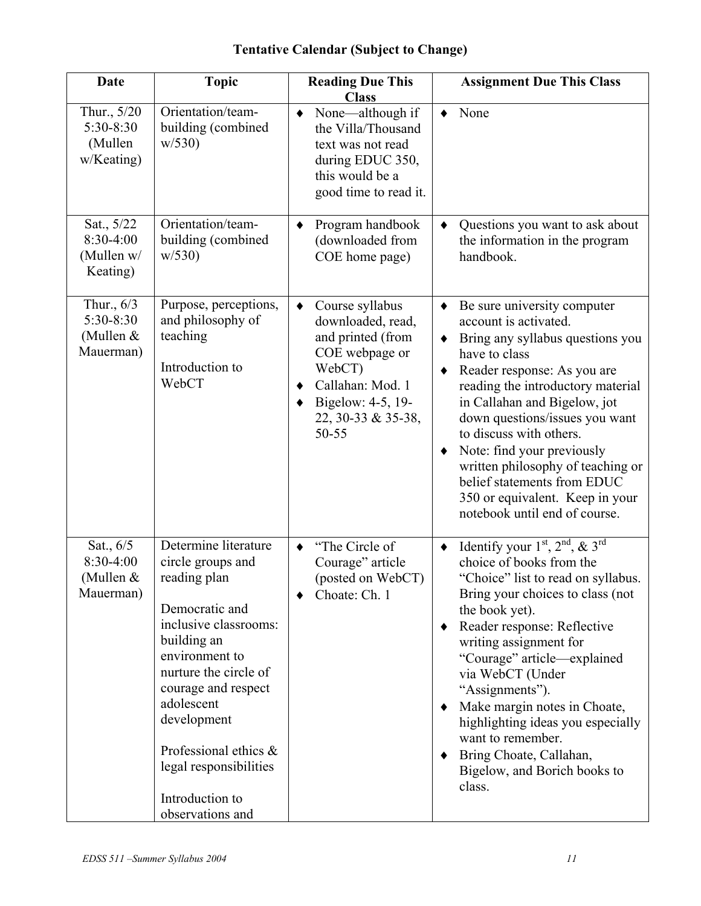**Tentative Calendar (Subject to Change)**

| Date | Topic | Reading Due This Class | Assignment Due This Class |
|---|---|---|---|
| Thur., 5/20 5:30-8:30 (Mullen w/Keating) | Orientation/team-building (combined w/530) | ♦ None—although if the Villa/Thousand text was not read during EDUC 350, this would be a good time to read it. | ♦ None |
| Sat., 5/22 8:30-4:00 (Mullen w/ Keating) | Orientation/team-building (combined w/530) | ♦ Program handbook (downloaded from COE home page) | ♦ Questions you want to ask about the information in the program handbook. |
| Thur., 6/3 5:30-8:30 (Mullen & Mauerman) | Purpose, perceptions, and philosophy of teaching<br><br>Introduction to WebCT | ♦ Course syllabus downloaded, read, and printed (from COE webpage or WebCT)<br>♦ Callahan: Mod. 1<br>♦ Bigelow: 4-5, 19-22, 30-33 & 35-38, 50-55 | ♦ Be sure university computer account is activated.<br>♦ Bring any syllabus questions you have to class<br>♦ Reader response: As you are reading the introductory material in Callahan and Bigelow, jot down questions/issues you want to discuss with others.<br>♦ Note: find your previously written philosophy of teaching or belief statements from EDUC 350 or equivalent. Keep in your notebook until end of course. |
| Sat., 6/5 8:30-4:00 (Mullen & Mauerman) | Determine literature circle groups and reading plan<br><br>Democratic and inclusive classrooms: building an environment to nurture the circle of courage and respect adolescent development<br><br>Professional ethics & legal responsibilities<br><br>Introduction to observations and | ♦ "The Circle of Courage" article (posted on WebCT)<br>♦ Choate: Ch. 1 | ♦ Identify your 1st, 2nd, & 3rd choice of books from the "Choice" list to read on syllabus. Bring your choices to class (not the book yet).<br>♦ Reader response: Reflective writing assignment for "Courage" article—explained via WebCT (Under "Assignments").<br>♦ Make margin notes in Choate, highlighting ideas you especially want to remember.<br>♦ Bring Choate, Callahan, Bigelow, and Borich books to class. |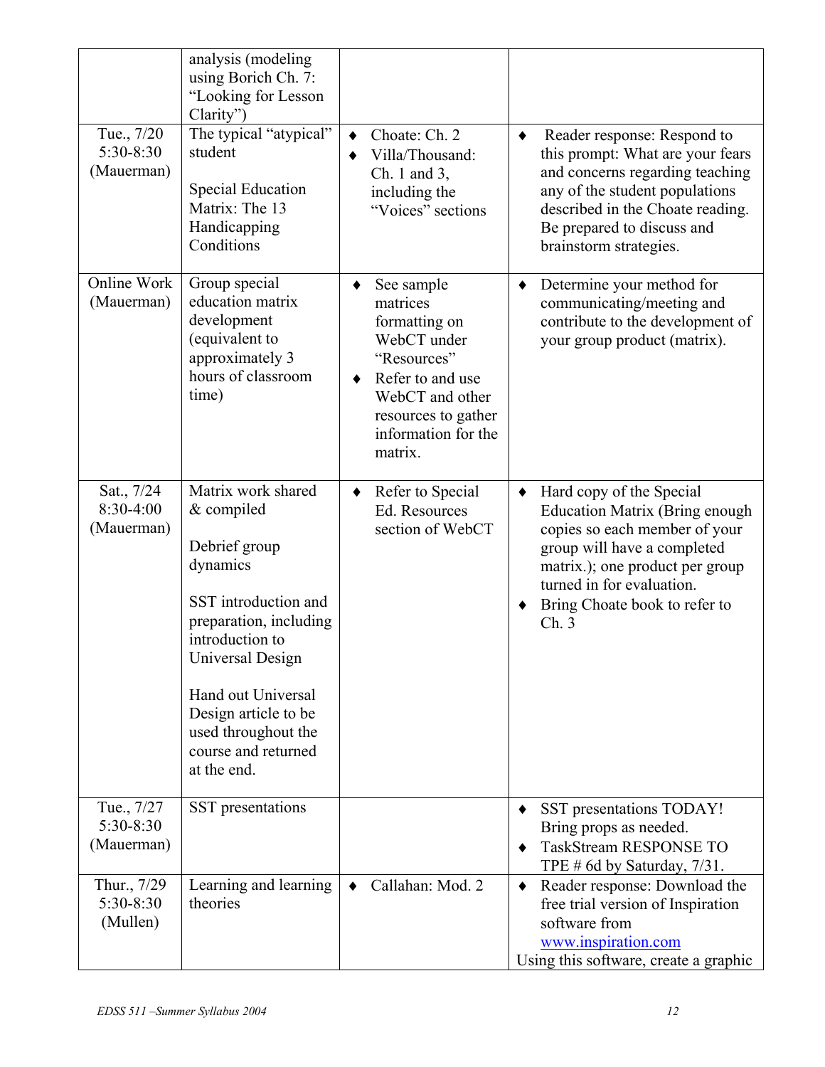| | | | |
|---|---|---|---|
| | analysis (modeling using Borich Ch. 7: "Looking for Lesson Clarity") | | |
| Tue., 7/20 5:30-8:30 (Mauerman) | The typical "atypical" student<br><br>Special Education Matrix: The 13 Handicapping Conditions | ♦ Choate: Ch. 2<br>♦ Villa/Thousand: Ch. 1 and 3, including the "Voices" sections | ♦ Reader response: Respond to this prompt: What are your fears and concerns regarding teaching any of the student populations described in the Choate reading. Be prepared to discuss and brainstorm strategies. |
| Online Work (Mauerman) | Group special education matrix development (equivalent to approximately 3 hours of classroom time) | ♦ See sample matrices formatting on WebCT under "Resources"<br>♦ Refer to and use WebCT and other resources to gather information for the matrix. | ♦ Determine your method for communicating/meeting and contribute to the development of your group product (matrix). |
| Sat., 7/24 8:30-4:00 (Mauerman) | Matrix work shared & compiled<br><br>Debrief group dynamics<br><br>SST introduction and preparation, including introduction to Universal Design<br><br>Hand out Universal Design article to be used throughout the course and returned at the end. | ♦ Refer to Special Ed. Resources section of WebCT | ♦ Hard copy of the Special Education Matrix (Bring enough copies so each member of your group will have a completed matrix.); one product per group turned in for evaluation.<br>♦ Bring Choate book to refer to Ch. 3 |
| Tue., 7/27 5:30-8:30 (Mauerman) | SST presentations | | ♦ SST presentations TODAY! Bring props as needed.<br>♦ TaskStream RESPONSE TO TPE # 6d by Saturday, 7/31. |
| Thur., 7/29 5:30-8:30 (Mullen) | Learning and learning theories | ♦ Callahan: Mod. 2 | ♦ Reader response: Download the free trial version of Inspiration software from www.inspiration.com<br>Using this software, create a graphic |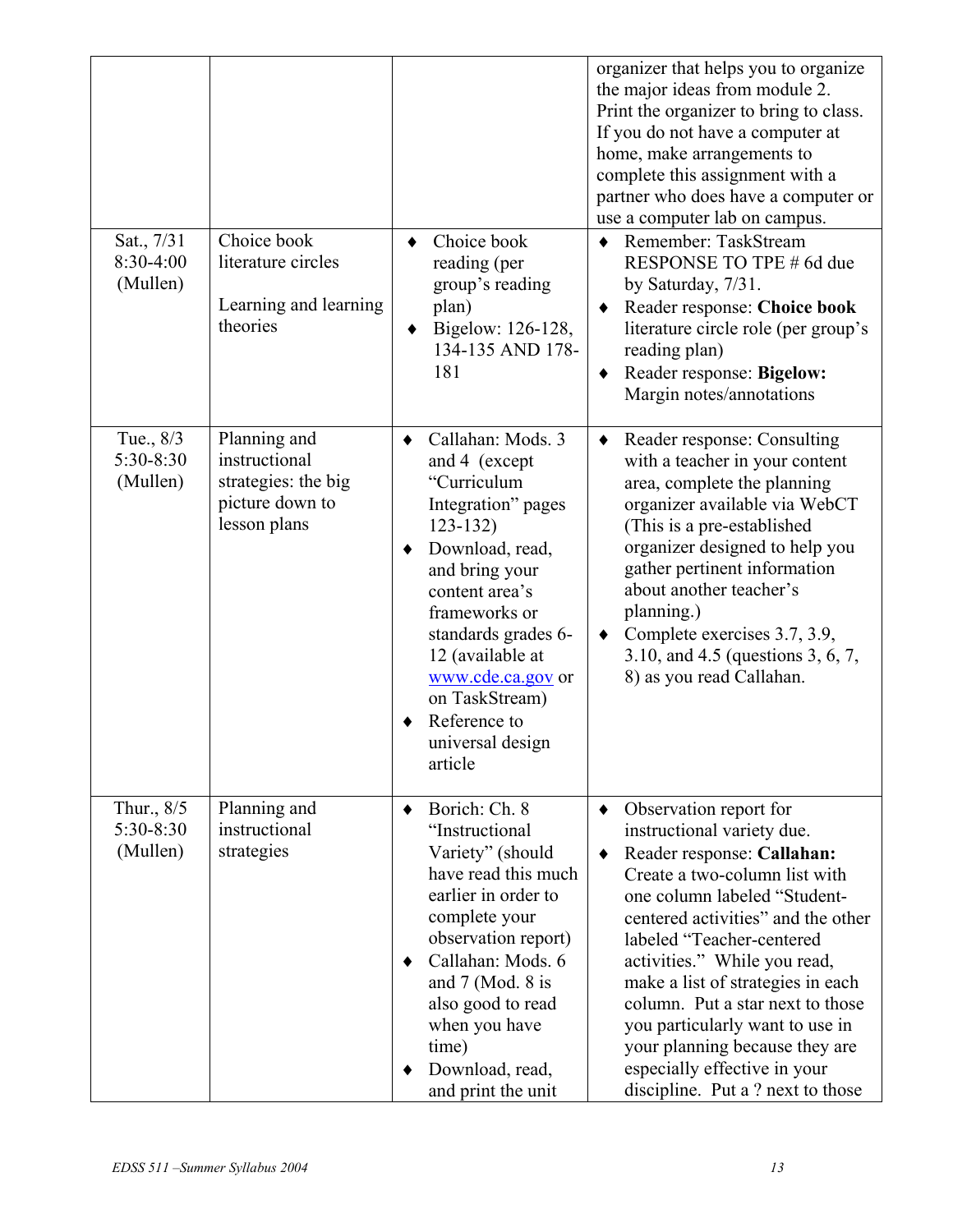| | | | |
|---|---|---|---|
| | | | organizer that helps you to organize the major ideas from module 2. Print the organizer to bring to class. If you do not have a computer at home, make arrangements to complete this assignment with a partner who does have a computer or use a computer lab on campus. |
| Sat., 7/31 8:30-4:00 (Mullen) | Choice book literature circles<br><br>Learning and learning theories | ♦ Choice book reading (per group's reading plan)<br>♦ Bigelow: 126-128, 134-135 AND 178-181 | ♦ Remember: TaskStream RESPONSE TO TPE # 6d due by Saturday, 7/31.<br>♦ Reader response: **Choice book** literature circle role (per group's reading plan)<br>♦ Reader response: **Bigelow:** Margin notes/annotations |
| Tue., 8/3 5:30-8:30 (Mullen) | Planning and instructional strategies: the big picture down to lesson plans | ♦ Callahan: Mods. 3 and 4 (except "Curriculum Integration" pages 123-132)<br>♦ Download, read, and bring your content area's frameworks or standards grades 6-12 (available at www.cde.ca.gov or on TaskStream)<br>♦ Reference to universal design article | ♦ Reader response: Consulting with a teacher in your content area, complete the planning organizer available via WebCT (This is a pre-established organizer designed to help you gather pertinent information about another teacher's planning.)<br>♦ Complete exercises 3.7, 3.9, 3.10, and 4.5 (questions 3, 6, 7, 8) as you read Callahan. |
| Thur., 8/5 5:30-8:30 (Mullen) | Planning and instructional strategies | ♦ Borich: Ch. 8 "Instructional Variety" (should have read this much earlier in order to complete your observation report)<br>♦ Callahan: Mods. 6 and 7 (Mod. 8 is also good to read when you have time)<br>♦ Download, read, and print the unit | ♦ Observation report for instructional variety due.<br>♦ Reader response: **Callahan:** Create a two-column list with one column labeled "Student-centered activities" and the other labeled "Teacher-centered activities." While you read, make a list of strategies in each column. Put a star next to those you particularly want to use in your planning because they are especially effective in your discipline. Put a ? next to those |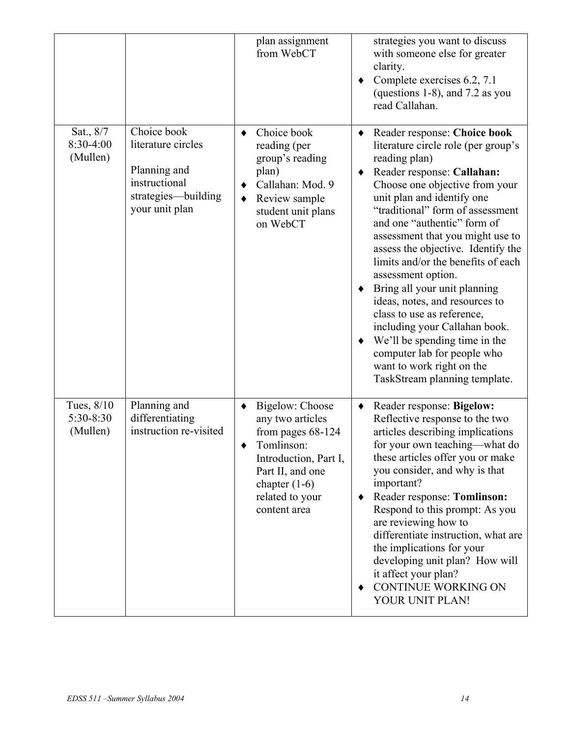| | | | |
|---|---|---|---|
| | | plan assignment from WebCT | strategies you want to discuss with someone else for greater clarity.<br>♦ Complete exercises 6.2, 7.1 (questions 1-8), and 7.2 as you read Callahan. |
| Sat., 8/7<br>8:30-4:00<br>(Mullen) | Choice book literature circles<br><br>Planning and instructional strategies—building your unit plan | ♦ Choice book reading (per group's reading plan)<br>♦ Callahan: Mod. 9<br>♦ Review sample student unit plans on WebCT | ♦ Reader response: **Choice book** literature circle role (per group's reading plan)<br>♦ Reader response: **Callahan:** Choose one objective from your unit plan and identify one "traditional" form of assessment and one "authentic" form of assessment that you might use to assess the objective. Identify the limits and/or the benefits of each assessment option.<br>♦ Bring all your unit planning ideas, notes, and resources to class to use as reference, including your Callahan book.<br>♦ We'll be spending time in the computer lab for people who want to work right on the TaskStream planning template. |
| Tues, 8/10<br>5:30-8:30<br>(Mullen) | Planning and differentiating instruction re-visited | ♦ Bigelow: Choose any two articles from pages 68-124<br>♦ Tomlinson: Introduction, Part I, Part II, and one chapter (1-6) related to your content area | ♦ Reader response: **Bigelow:** Reflective response to the two articles describing implications for your own teaching—what do these articles offer you or make you consider, and why is that important?<br>♦ Reader response: **Tomlinson:** Respond to this prompt: As you are reviewing how to differentiate instruction, what are the implications for your developing unit plan? How will it affect your plan?<br>♦ CONTINUE WORKING ON YOUR UNIT PLAN! |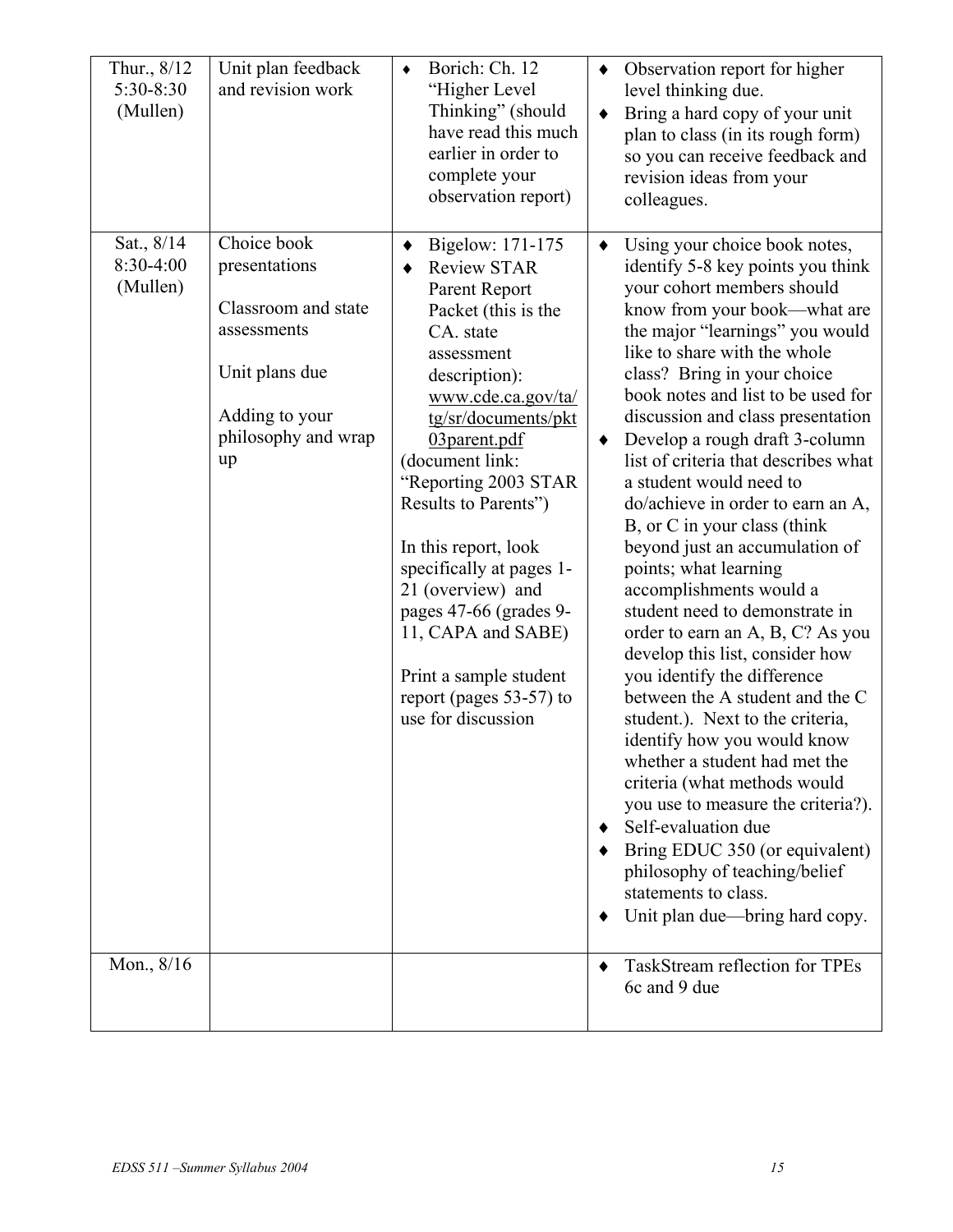| | | | |
|---|---|---|---|
| Thur., 8/12<br>5:30-8:30<br>(Mullen) | Unit plan feedback and revision work | ♦ Borich: Ch. 12 "Higher Level Thinking" (should have read this much earlier in order to complete your observation report) | ♦ Observation report for higher level thinking due.<br>♦ Bring a hard copy of your unit plan to class (in its rough form) so you can receive feedback and revision ideas from your colleagues. |
| Sat., 8/14<br>8:30-4:00<br>(Mullen) | Choice book presentations<br><br>Classroom and state assessments<br><br>Unit plans due<br><br>Adding to your philosophy and wrap up | ♦ Bigelow: 171-175<br>♦ Review STAR Parent Report Packet (this is the CA. state assessment description): www.cde.ca.gov/ta/tg/sr/documents/pkt03parent.pdf<br>(document link: "Reporting 2003 STAR Results to Parents")<br><br>In this report, look specifically at pages 1-21 (overview) and pages 47-66 (grades 9-11, CAPA and SABE)<br><br>Print a sample student report (pages 53-57) to use for discussion | ♦ Using your choice book notes, identify 5-8 key points you think your cohort members should know from your book—what are the major "learnings" you would like to share with the whole class? Bring in your choice book notes and list to be used for discussion and class presentation<br>♦ Develop a rough draft 3-column list of criteria that describes what a student would need to do/achieve in order to earn an A, B, or C in your class (think beyond just an accumulation of points; what learning accomplishments would a student need to demonstrate in order to earn an A, B, C? As you develop this list, consider how you identify the difference between the A student and the C student.). Next to the criteria, identify how you would know whether a student had met the criteria (what methods would you use to measure the criteria?).<br>♦ Self-evaluation due<br>♦ Bring EDUC 350 (or equivalent) philosophy of teaching/belief statements to class.<br>♦ Unit plan due—bring hard copy. |
| Mon., 8/16 | | | ♦ TaskStream reflection for TPEs 6c and 9 due |